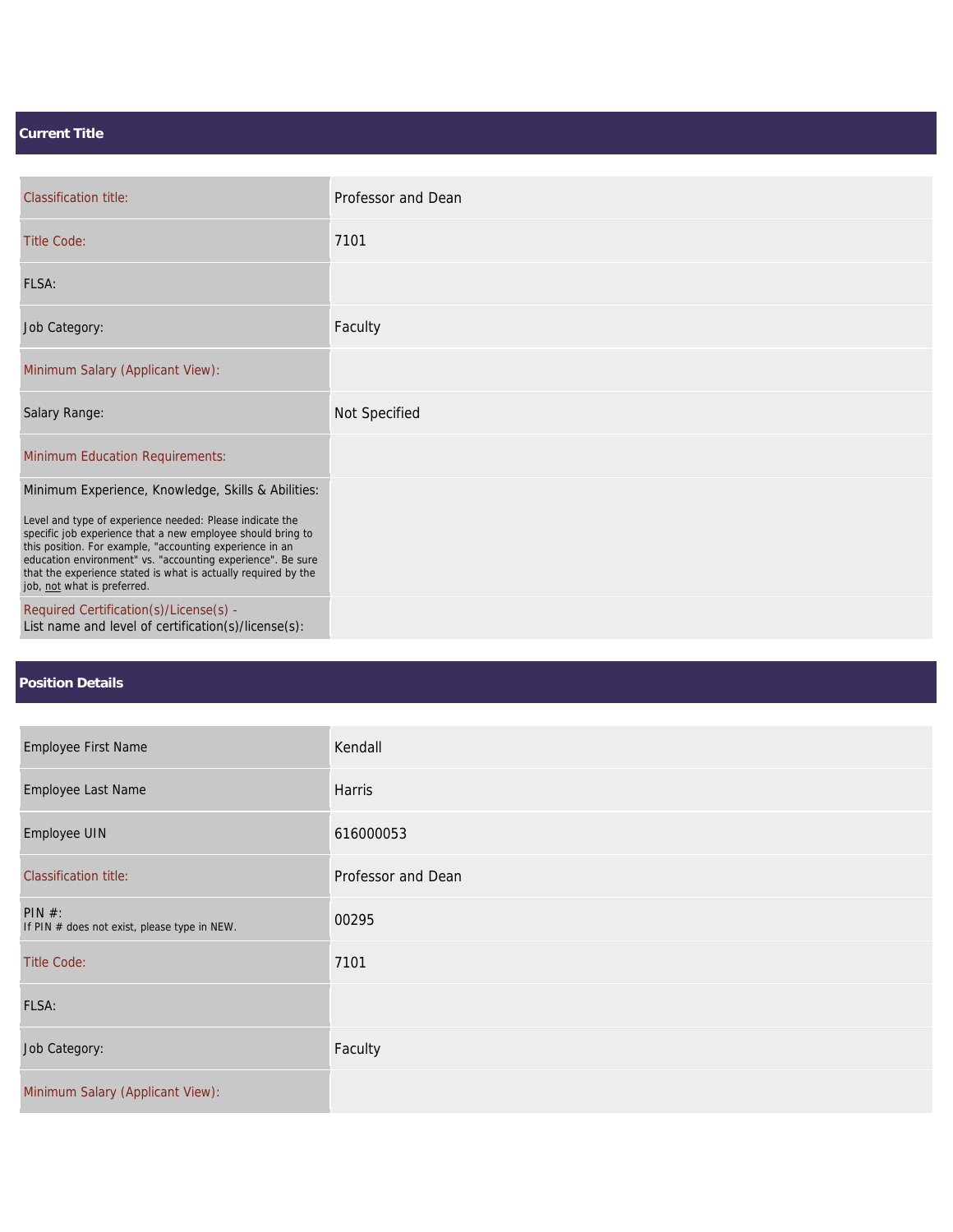## Current Title

| | |
|---|---|
| Classification title: | Professor and Dean |
| Title Code: | 7101 |
| FLSA: | |
| Job Category: | Faculty |
| Minimum Salary (Applicant View): | |
| Salary Range: | Not Specified |
| Minimum Education Requirements: | |
| Minimum Experience, Knowledge, Skills & Abilities:<br><br>Level and type of experience needed: Please indicate the specific job experience that a new employee should bring to this position. For example, "accounting experience in an education environment" vs. "accounting experience". Be sure that the experience stated is what is actually required by the job, not what is preferred. | |
| Required Certification(s)/License(s) -<br>List name and level of certification(s)/license(s): | |

## Position Details

| | |
|---|---|
| Employee First Name | Kendall |
| Employee Last Name | Harris |
| Employee UIN | 616000053 |
| Classification title: | Professor and Dean |
| PIN #:<br>If PIN # does not exist, please type in NEW. | 00295 |
| Title Code: | 7101 |
| FLSA: | |
| Job Category: | Faculty |
| Minimum Salary (Applicant View): | |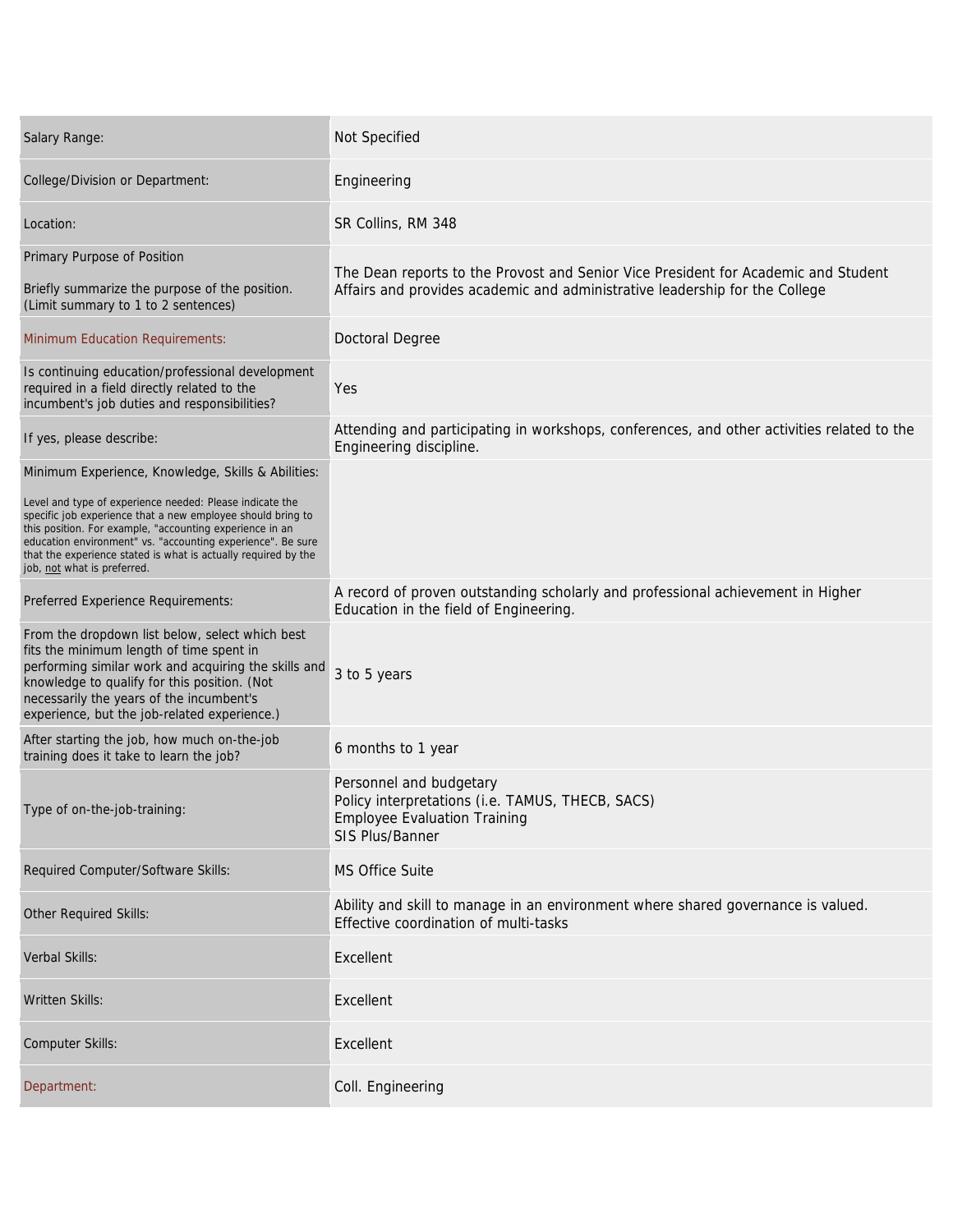| | |
|---|---|
| Salary Range: | Not Specified |
| College/Division or Department: | Engineering |
| Location: | SR Collins, RM 348 |
| Primary Purpose of Position<br><br>Briefly summarize the purpose of the position. (Limit summary to 1 to 2 sentences) | The Dean reports to the Provost and Senior Vice President for Academic and Student Affairs and provides academic and administrative leadership for the College |
| Minimum Education Requirements: | Doctoral Degree |
| Is continuing education/professional development required in a field directly related to the incumbent's job duties and responsibilities? | Yes |
| If yes, please describe: | Attending and participating in workshops, conferences, and other activities related to the Engineering discipline. |
| Minimum Experience, Knowledge, Skills & Abilities:<br><br>Level and type of experience needed: Please indicate the specific job experience that a new employee should bring to this position. For example, "accounting experience in an education environment" vs. "accounting experience". Be sure that the experience stated is what is actually required by the job, not what is preferred. | |
| Preferred Experience Requirements: | A record of proven outstanding scholarly and professional achievement in Higher Education in the field of Engineering. |
| From the dropdown list below, select which best fits the minimum length of time spent in performing similar work and acquiring the skills and knowledge to qualify for this position. (Not necessarily the years of the incumbent's experience, but the job-related experience.) | 3 to 5 years |
| After starting the job, how much on-the-job training does it take to learn the job? | 6 months to 1 year |
| Type of on-the-job-training: | Personnel and budgetary<br>Policy interpretations (i.e. TAMUS, THECB, SACS)<br>Employee Evaluation Training<br>SIS Plus/Banner |
| Required Computer/Software Skills: | MS Office Suite |
| Other Required Skills: | Ability and skill to manage in an environment where shared governance is valued.<br>Effective coordination of multi-tasks |
| Verbal Skills: | Excellent |
| Written Skills: | Excellent |
| Computer Skills: | Excellent |
| Department: | Coll. Engineering |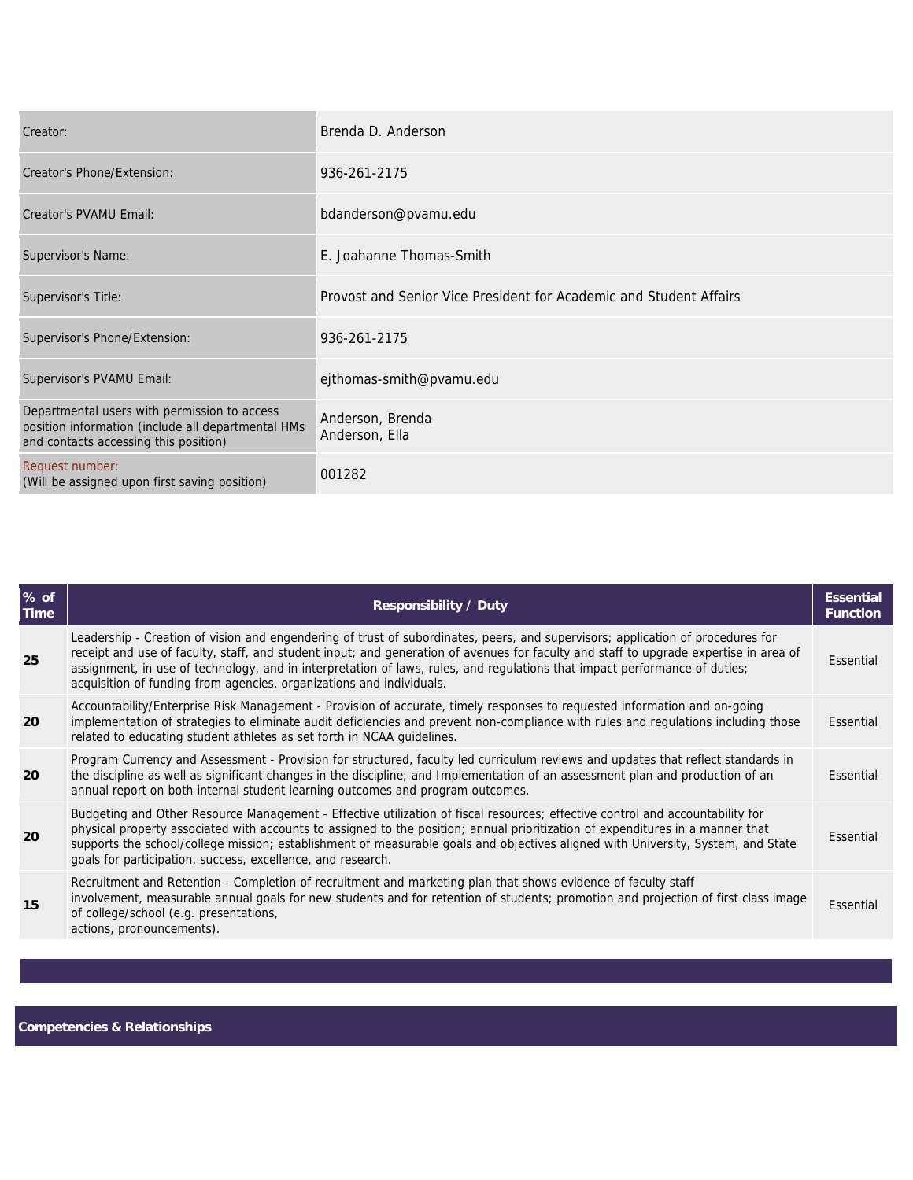| | |
|---|---|
| Creator: | Brenda D. Anderson |
| Creator's Phone/Extension: | 936-261-2175 |
| Creator's PVAMU Email: | bdanderson@pvamu.edu |
| Supervisor's Name: | E. Joahanne Thomas-Smith |
| Supervisor's Title: | Provost and Senior Vice President for Academic and Student Affairs |
| Supervisor's Phone/Extension: | 936-261-2175 |
| Supervisor's PVAMU Email: | ejthomas-smith@pvamu.edu |
| Departmental users with permission to access position information (include all departmental HMs and contacts accessing this position) | Anderson, Brenda<br>Anderson, Ella |
| Request number:<br>(Will be assigned upon first saving position) | 001282 |

| % of Time | Responsibility / Duty | Essential Function |
|---|---|---|
| 25 | Leadership - Creation of vision and engendering of trust of subordinates, peers, and supervisors; application of procedures for receipt and use of faculty, staff, and student input; and generation of avenues for faculty and staff to upgrade expertise in area of assignment, in use of technology, and in interpretation of laws, rules, and regulations that impact performance of duties; acquisition of funding from agencies, organizations and individuals. | Essential |
| 20 | Accountability/Enterprise Risk Management - Provision of accurate, timely responses to requested information and on-going implementation of strategies to eliminate audit deficiencies and prevent non-compliance with rules and regulations including those related to educating student athletes as set forth in NCAA guidelines. | Essential |
| 20 | Program Currency and Assessment - Provision for structured, faculty led curriculum reviews and updates that reflect standards in the discipline as well as significant changes in the discipline; and Implementation of an assessment plan and production of an annual report on both internal student learning outcomes and program outcomes. | Essential |
| 20 | Budgeting and Other Resource Management - Effective utilization of fiscal resources; effective control and accountability for physical property associated with accounts to assigned to the position; annual prioritization of expenditures in a manner that supports the school/college mission; establishment of measurable goals and objectives aligned with University, System, and State goals for participation, success, excellence, and research. | Essential |
| 15 | Recruitment and Retention - Completion of recruitment and marketing plan that shows evidence of faculty staff involvement, measurable annual goals for new students and for retention of students; promotion and projection of first class image of college/school (e.g. presentations, actions, pronouncements). | Essential |

## Competencies & Relationships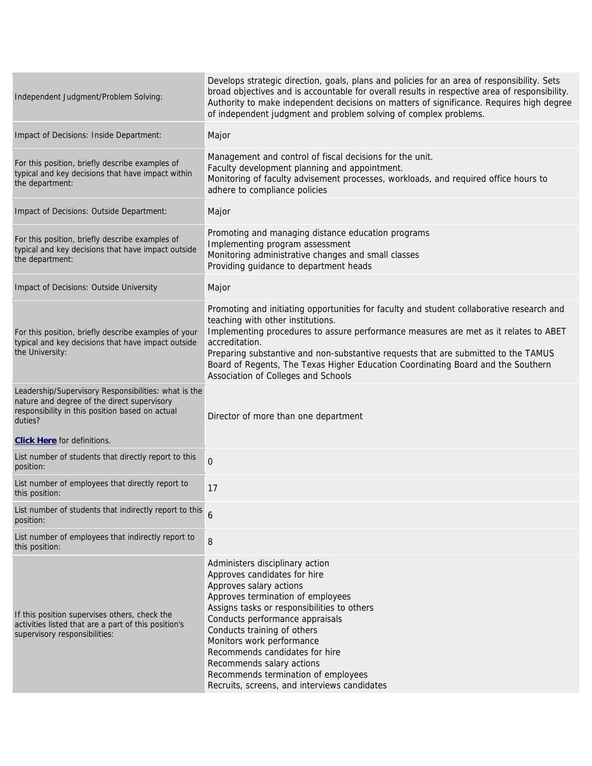| | |
|---|---|
| Independent Judgment/Problem Solving: | Develops strategic direction, goals, plans and policies for an area of responsibility. Sets broad objectives and is accountable for overall results in respective area of responsibility. Authority to make independent decisions on matters of significance. Requires high degree of independent judgment and problem solving of complex problems. |
| Impact of Decisions: Inside Department: | Major |
| For this position, briefly describe examples of typical and key decisions that have impact within the department: | Management and control of fiscal decisions for the unit.<br>Faculty development planning and appointment.<br>Monitoring of faculty advisement processes, workloads, and required office hours to adhere to compliance policies |
| Impact of Decisions: Outside Department: | Major |
| For this position, briefly describe examples of typical and key decisions that have impact outside the department: | Promoting and managing distance education programs<br>Implementing program assessment<br>Monitoring administrative changes and small classes<br>Providing guidance to department heads |
| Impact of Decisions: Outside University | Major |
| For this position, briefly describe examples of your typical and key decisions that have impact outside the University: | Promoting and initiating opportunities for faculty and student collaborative research and teaching with other institutions.<br>Implementing procedures to assure performance measures are met as it relates to ABET accreditation.<br>Preparing substantive and non-substantive requests that are submitted to the TAMUS Board of Regents, The Texas Higher Education Coordinating Board and the Southern Association of Colleges and Schools |
| Leadership/Supervisory Responsibilities: what is the nature and degree of the direct supervisory responsibility in this position based on actual duties?<br><br>**Click Here** for definitions. | Director of more than one department |
| List number of students that directly report to this position: | 0 |
| List number of employees that directly report to this position: | 17 |
| List number of students that indirectly report to this position: | 6 |
| List number of employees that indirectly report to this position: | 8 |
| If this position supervises others, check the activities listed that are a part of this position's supervisory responsibilities: | Administers disciplinary action<br>Approves candidates for hire<br>Approves salary actions<br>Approves termination of employees<br>Assigns tasks or responsibilities to others<br>Conducts performance appraisals<br>Conducts training of others<br>Monitors work performance<br>Recommends candidates for hire<br>Recommends salary actions<br>Recommends termination of employees<br>Recruits, screens, and interviews candidates |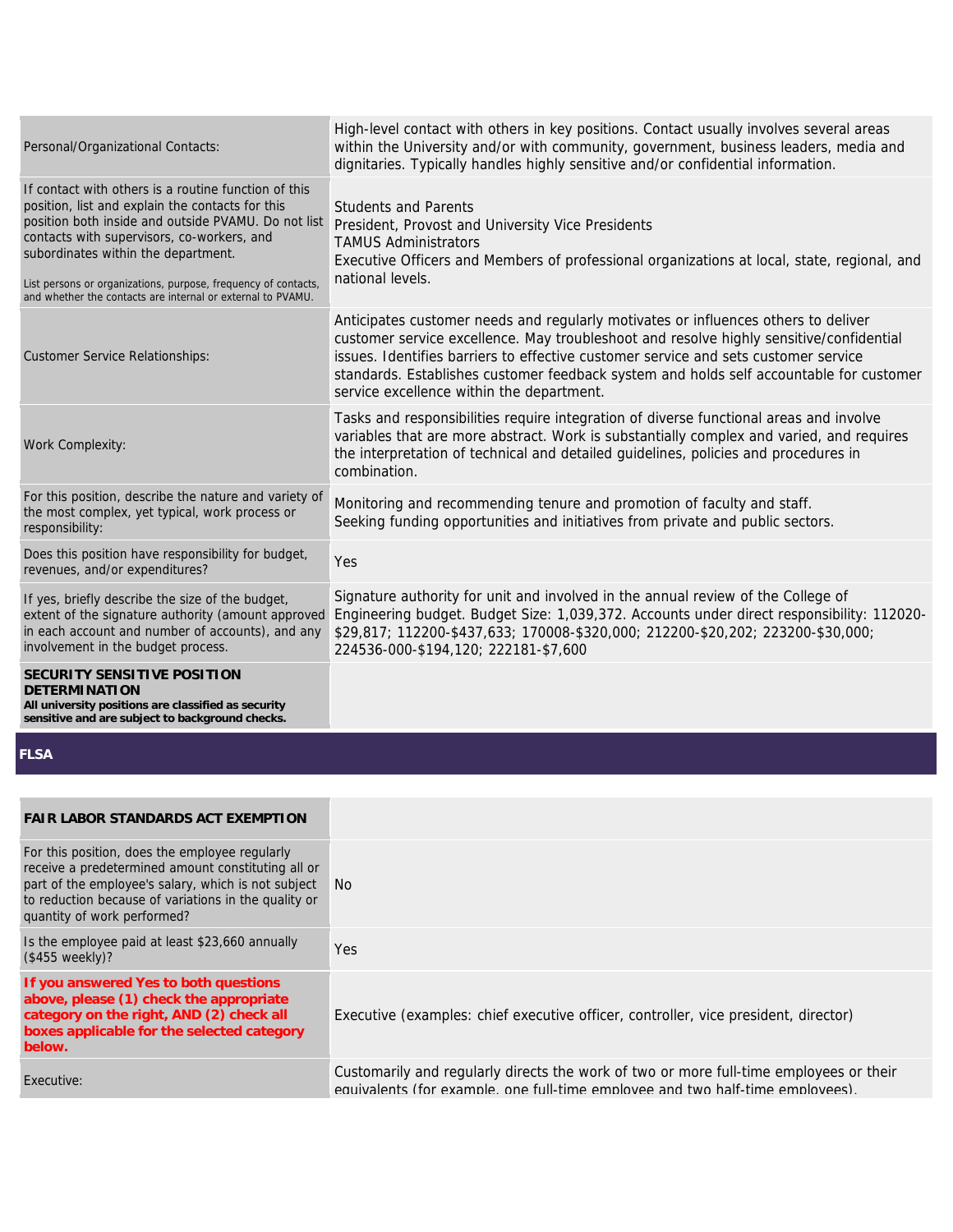| | |
|---|---|
| Personal/Organizational Contacts: | High-level contact with others in key positions. Contact usually involves several areas within the University and/or with community, government, business leaders, media and dignitaries. Typically handles highly sensitive and/or confidential information. |
| If contact with others is a routine function of this position, list and explain the contacts for this position both inside and outside PVAMU. Do not list contacts with supervisors, co-workers, and subordinates within the department.<br><br>List persons or organizations, purpose, frequency of contacts, and whether the contacts are internal or external to PVAMU. | Students and Parents<br>President, Provost and University Vice Presidents<br>TAMUS Administrators<br>Executive Officers and Members of professional organizations at local, state, regional, and national levels. |
| Customer Service Relationships: | Anticipates customer needs and regularly motivates or influences others to deliver customer service excellence. May troubleshoot and resolve highly sensitive/confidential issues. Identifies barriers to effective customer service and sets customer service standards. Establishes customer feedback system and holds self accountable for customer service excellence within the department. |
| Work Complexity: | Tasks and responsibilities require integration of diverse functional areas and involve variables that are more abstract. Work is substantially complex and varied, and requires the interpretation of technical and detailed guidelines, policies and procedures in combination. |
| For this position, describe the nature and variety of the most complex, yet typical, work process or responsibility: | Monitoring and recommending tenure and promotion of faculty and staff.<br>Seeking funding opportunities and initiatives from private and public sectors. |
| Does this position have responsibility for budget, revenues, and/or expenditures? | Yes |
| If yes, briefly describe the size of the budget, extent of the signature authority (amount approved in each account and number of accounts), and any involvement in the budget process. | Signature authority for unit and involved in the annual review of the College of Engineering budget. Budget Size: 1,039,372. Accounts under direct responsibility: 112020-$29,817; 112200-$437,633; 170008-$320,000; 212200-$20,202; 223200-$30,000; 224536-000-$194,120; 222181-$7,600 |
| **SECURITY SENSITIVE POSITION DETERMINATION**<br>**All university positions are classified as security sensitive and are subject to background checks.** | |

## FLSA

| | |
|---|---|
| **FAIR LABOR STANDARDS ACT EXEMPTION** | |
| For this position, does the employee regularly receive a predetermined amount constituting all or part of the employee's salary, which is not subject to reduction because of variations in the quality or quantity of work performed? | No |
| Is the employee paid at least $23,660 annually ($455 weekly)? | Yes |
| **If you answered Yes to both questions above, please (1) check the appropriate category on the right, AND (2) check all boxes applicable for the selected category below.** | Executive (examples: chief executive officer, controller, vice president, director) |
| Executive: | Customarily and regularly directs the work of two or more full-time employees or their equivalents (for example, one full-time employee and two half-time employees). |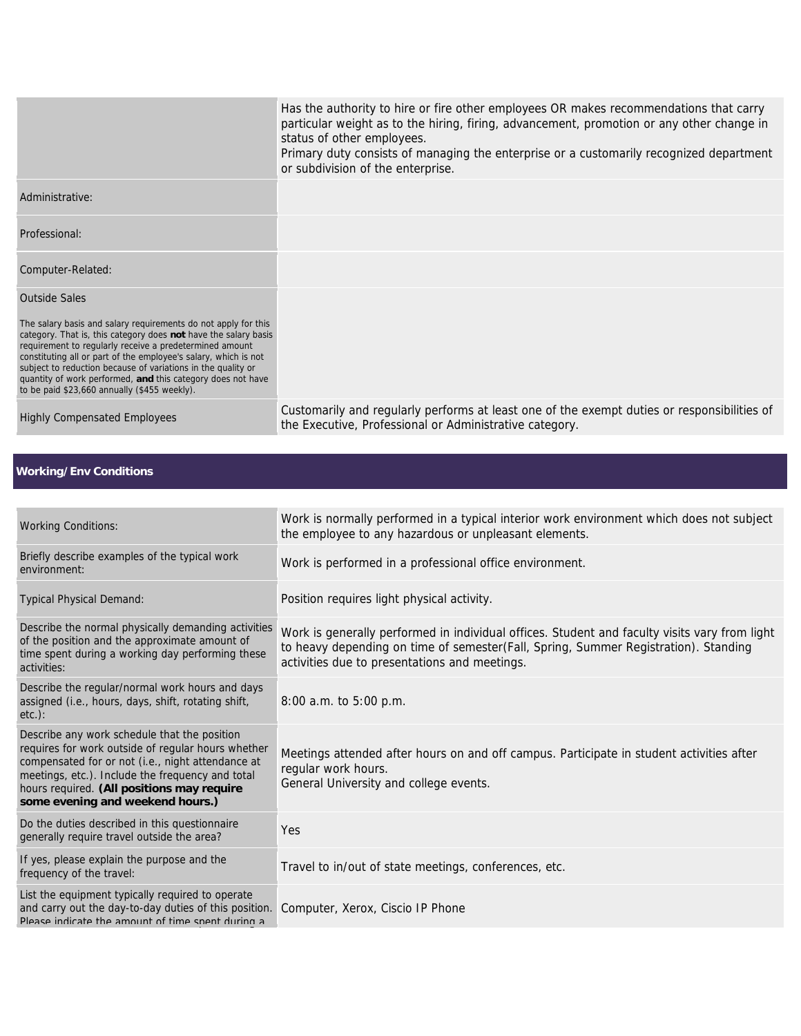| | |
|---|---|
| | Has the authority to hire or fire other employees OR makes recommendations that carry particular weight as to the hiring, firing, advancement, promotion or any other change in status of other employees.<br>Primary duty consists of managing the enterprise or a customarily recognized department or subdivision of the enterprise. |
| Administrative: | |
| Professional: | |
| Computer-Related: | |
| Outside Sales<br><br>The salary basis and salary requirements do not apply for this category. That is, this category does **not** have the salary basis requirement to regularly receive a predetermined amount constituting all or part of the employee's salary, which is not subject to reduction because of variations in the quality or quantity of work performed, **and** this category does not have to be paid $23,660 annually ($455 weekly). | |
| Highly Compensated Employees | Customarily and regularly performs at least one of the exempt duties or responsibilities of the Executive, Professional or Administrative category. |

## Working/Env Conditions

| | |
|---|---|
| Working Conditions: | Work is normally performed in a typical interior work environment which does not subject the employee to any hazardous or unpleasant elements. |
| Briefly describe examples of the typical work environment: | Work is performed in a professional office environment. |
| Typical Physical Demand: | Position requires light physical activity. |
| Describe the normal physically demanding activities of the position and the approximate amount of time spent during a working day performing these activities: | Work is generally performed in individual offices. Student and faculty visits vary from light to heavy depending on time of semester(Fall, Spring, Summer Registration). Standing activities due to presentations and meetings. |
| Describe the regular/normal work hours and days assigned (i.e., hours, days, shift, rotating shift, etc.): | 8:00 a.m. to 5:00 p.m. |
| Describe any work schedule that the position requires for work outside of regular hours whether compensated for or not (i.e., night attendance at meetings, etc.). Include the frequency and total hours required. **(All positions may require some evening and weekend hours.)** | Meetings attended after hours on and off campus. Participate in student activities after regular work hours.<br>General University and college events. |
| Do the duties described in this questionnaire generally require travel outside the area? | Yes |
| If yes, please explain the purpose and the frequency of the travel: | Travel to in/out of state meetings, conferences, etc. |
| List the equipment typically required to operate and carry out the day-to-day duties of this position. Please indicate the amount of time spent during a | Computer, Xerox, Ciscio IP Phone |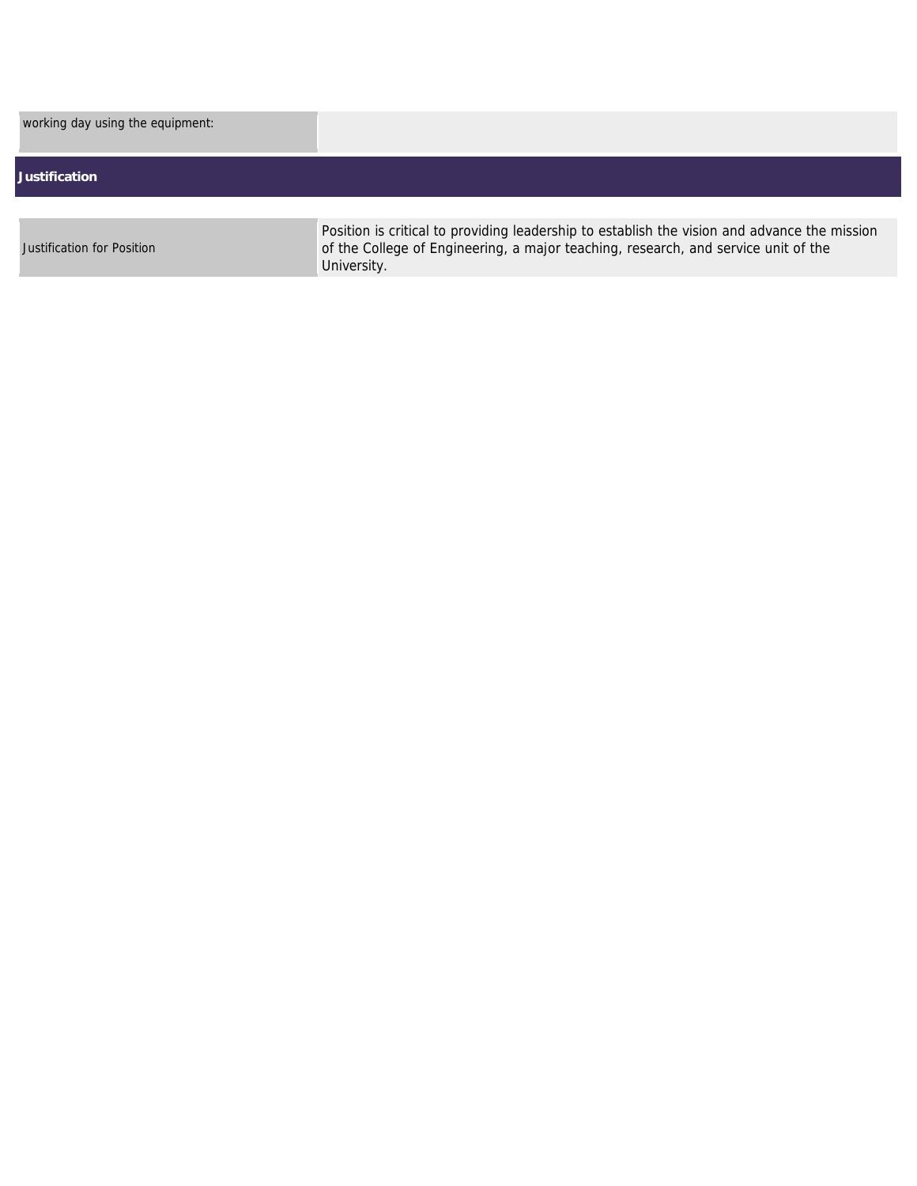| | |
|---|---|
| working day using the equipment: | |

## Justification

| | |
|---|---|
| Justification for Position | Position is critical to providing leadership to establish the vision and advance the mission of the College of Engineering, a major teaching, research, and service unit of the University. |